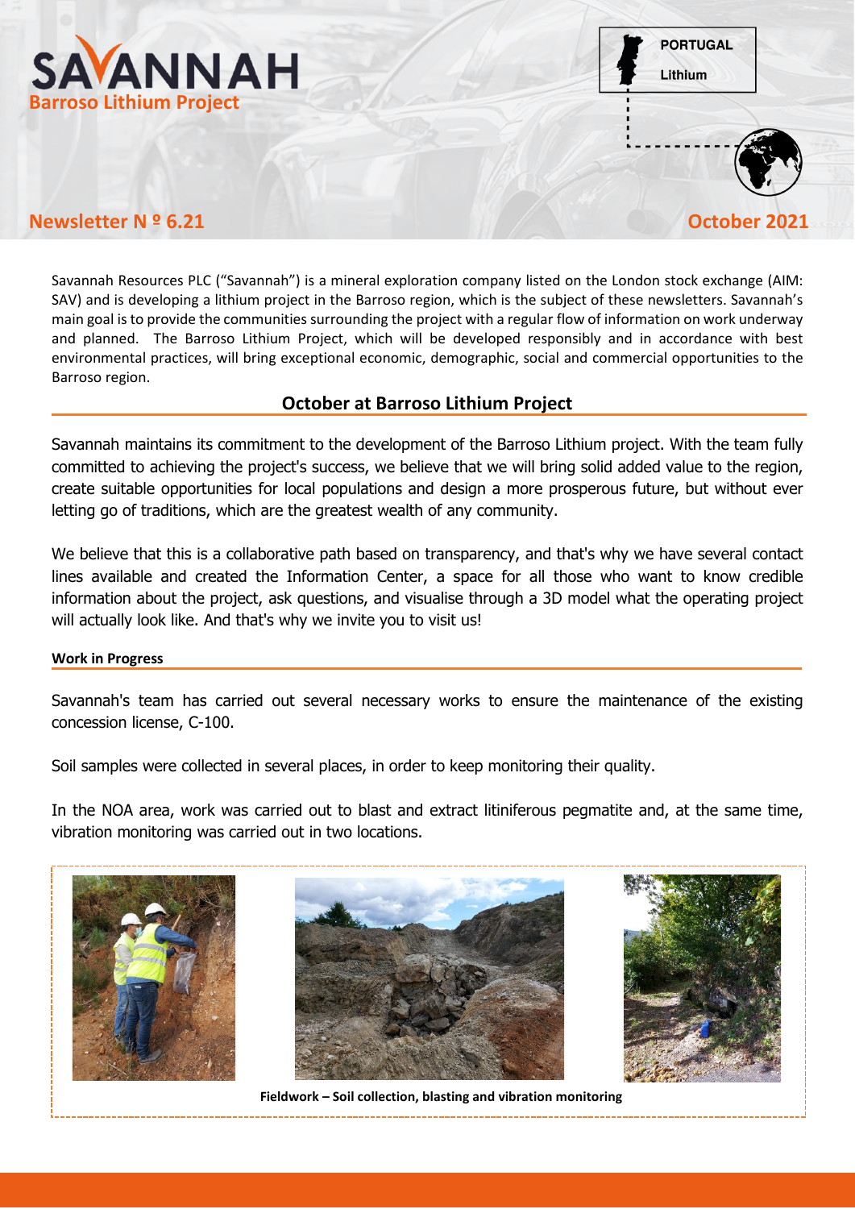# SAVANNAH

**Barroso Lithium Project**

PORTUGAL
Lithium

**Newsletter N º 6.21**

**October 2021**

Savannah Resources PLC ("Savannah") is a mineral exploration company listed on the London stock exchange (AIM: SAV) and is developing a lithium project in the Barroso region, which is the subject of these newsletters. Savannah's main goal is to provide the communities surrounding the project with a regular flow of information on work underway and planned. The Barroso Lithium Project, which will be developed responsibly and in accordance with best environmental practices, will bring exceptional economic, demographic, social and commercial opportunities to the Barroso region.

## October at Barroso Lithium Project

Savannah maintains its commitment to the development of the Barroso Lithium project. With the team fully committed to achieving the project's success, we believe that we will bring solid added value to the region, create suitable opportunities for local populations and design a more prosperous future, but without ever letting go of traditions, which are the greatest wealth of any community.

We believe that this is a collaborative path based on transparency, and that's why we have several contact lines available and created the Information Center, a space for all those who want to know credible information about the project, ask questions, and visualise through a 3D model what the operating project will actually look like. And that's why we invite you to visit us!

### Work in Progress

Savannah's team has carried out several necessary works to ensure the maintenance of the existing concession license, C-100.

Soil samples were collected in several places, in order to keep monitoring their quality.

In the NOA area, work was carried out to blast and extract litiniferous pegmatite and, at the same time, vibration monitoring was carried out in two locations.

**Fieldwork – Soil collection, blasting and vibration monitoring**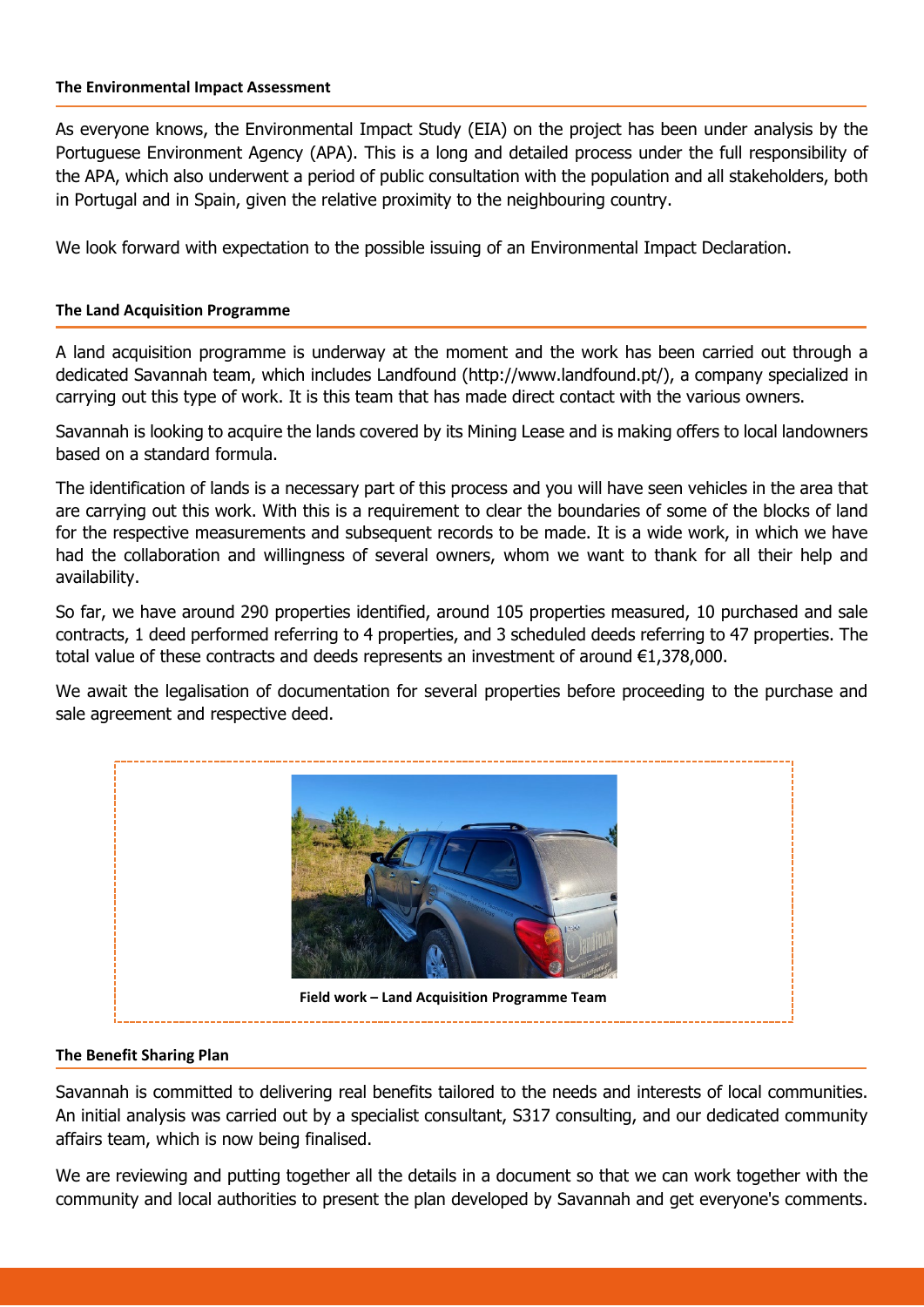#### The Environmental Impact Assessment

As everyone knows, the Environmental Impact Study (EIA) on the project has been under analysis by the Portuguese Environment Agency (APA). This is a long and detailed process under the full responsibility of the APA, which also underwent a period of public consultation with the population and all stakeholders, both in Portugal and in Spain, given the relative proximity to the neighbouring country.

We look forward with expectation to the possible issuing of an Environmental Impact Declaration.

#### The Land Acquisition Programme

A land acquisition programme is underway at the moment and the work has been carried out through a dedicated Savannah team, which includes Landfound (http://www.landfound.pt/), a company specialized in carrying out this type of work. It is this team that has made direct contact with the various owners.

Savannah is looking to acquire the lands covered by its Mining Lease and is making offers to local landowners based on a standard formula.

The identification of lands is a necessary part of this process and you will have seen vehicles in the area that are carrying out this work. With this is a requirement to clear the boundaries of some of the blocks of land for the respective measurements and subsequent records to be made. It is a wide work, in which we have had the collaboration and willingness of several owners, whom we want to thank for all their help and availability.

So far, we have around 290 properties identified, around 105 properties measured, 10 purchased and sale contracts, 1 deed performed referring to 4 properties, and 3 scheduled deeds referring to 47 properties. The total value of these contracts and deeds represents an investment of around €1,378,000.

We await the legalisation of documentation for several properties before proceeding to the purchase and sale agreement and respective deed.

**Field work – Land Acquisition Programme Team**

#### The Benefit Sharing Plan

Savannah is committed to delivering real benefits tailored to the needs and interests of local communities. An initial analysis was carried out by a specialist consultant, S317 consulting, and our dedicated community affairs team, which is now being finalised.

We are reviewing and putting together all the details in a document so that we can work together with the community and local authorities to present the plan developed by Savannah and get everyone's comments.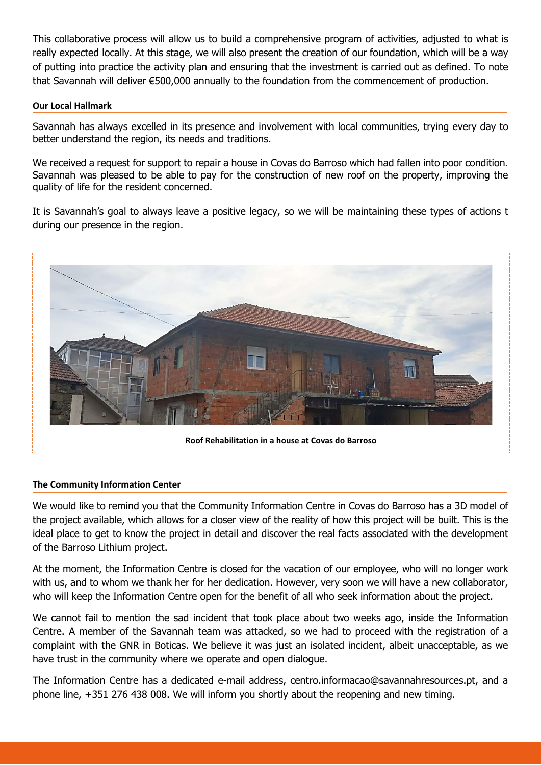This collaborative process will allow us to build a comprehensive program of activities, adjusted to what is really expected locally. At this stage, we will also present the creation of our foundation, which will be a way of putting into practice the activity plan and ensuring that the investment is carried out as defined. To note that Savannah will deliver €500,000 annually to the foundation from the commencement of production.

**Our Local Hallmark**

Savannah has always excelled in its presence and involvement with local communities, trying every day to better understand the region, its needs and traditions.

We received a request for support to repair a house in Covas do Barroso which had fallen into poor condition. Savannah was pleased to be able to pay for the construction of new roof on the property, improving the quality of life for the resident concerned.

It is Savannah's goal to always leave a positive legacy, so we will be maintaining these types of actions t during our presence in the region.

**Roof Rehabilitation in a house at Covas do Barroso**

**The Community Information Center**

We would like to remind you that the Community Information Centre in Covas do Barroso has a 3D model of the project available, which allows for a closer view of the reality of how this project will be built. This is the ideal place to get to know the project in detail and discover the real facts associated with the development of the Barroso Lithium project.

At the moment, the Information Centre is closed for the vacation of our employee, who will no longer work with us, and to whom we thank her for her dedication. However, very soon we will have a new collaborator, who will keep the Information Centre open for the benefit of all who seek information about the project.

We cannot fail to mention the sad incident that took place about two weeks ago, inside the Information Centre. A member of the Savannah team was attacked, so we had to proceed with the registration of a complaint with the GNR in Boticas. We believe it was just an isolated incident, albeit unacceptable, as we have trust in the community where we operate and open dialogue.

The Information Centre has a dedicated e-mail address, centro.informacao@savannahresources.pt, and a phone line, +351 276 438 008. We will inform you shortly about the reopening and new timing.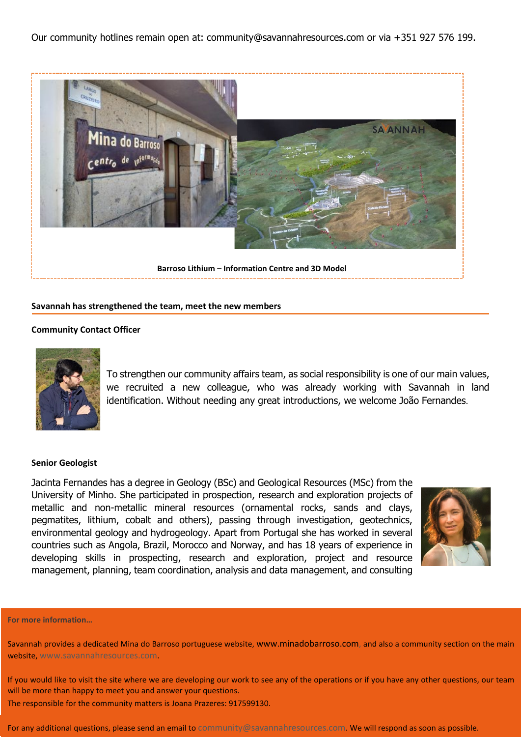Our community hotlines remain open at: community@savannahresources.com or via +351 927 576 199.

**Barroso Lithium – Information Centre and 3D Model**

## Savannah has strengthened the team, meet the new members

### Community Contact Officer

To strengthen our community affairs team, as social responsibility is one of our main values, we recruited a new colleague, who was already working with Savannah in land identification. Without needing any great introductions, we welcome João Fernandes.

### Senior Geologist

Jacinta Fernandes has a degree in Geology (BSc) and Geological Resources (MSc) from the University of Minho. She participated in prospection, research and exploration projects of metallic and non-metallic mineral resources (ornamental rocks, sands and clays, pegmatites, lithium, cobalt and others), passing through investigation, geotechnics, environmental geology and hydrogeology. Apart from Portugal she has worked in several countries such as Angola, Brazil, Morocco and Norway, and has 18 years of experience in developing skills in prospecting, research and exploration, project and resource management, planning, team coordination, analysis and data management, and consulting

**For more information…**

Savannah provides a dedicated Mina do Barroso portuguese website, www.minadobarroso.com, and also a community section on the main website, www.savannahresources.com.

If you would like to visit the site where we are developing our work to see any of the operations or if you have any other questions, our team will be more than happy to meet you and answer your questions.

The responsible for the community matters is Joana Prazeres: 917599130.

For any additional questions, please send an email to community@savannahresources.com. We will respond as soon as possible.